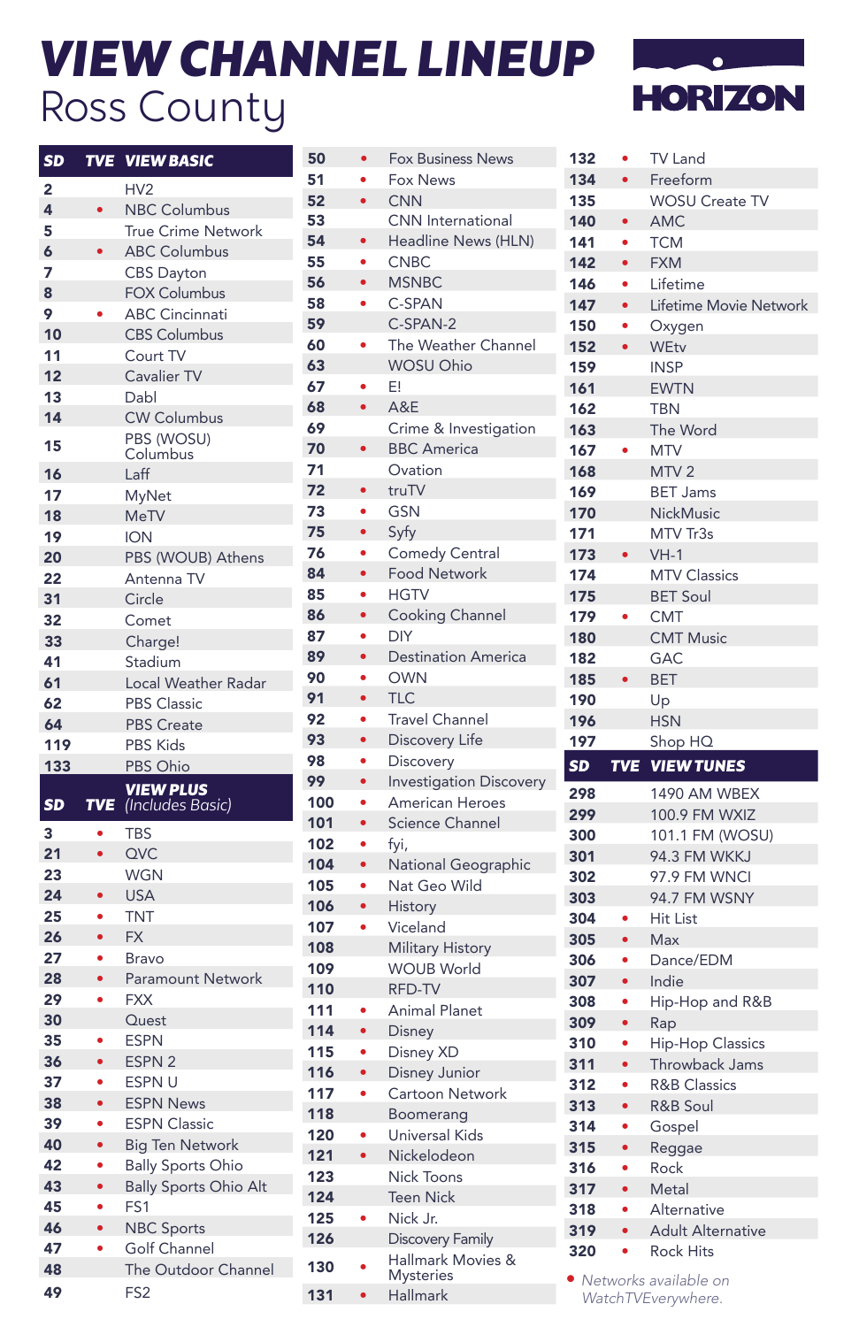# VIEW CHANNEL LINEUP

## Ross County

HORIZON

| SD | TVE | VIEW BASIC |
|---|---|---|
| 2 | | HV2 |
| 4 | • | NBC Columbus |
| 5 | | True Crime Network |
| 6 | • | ABC Columbus |
| 7 | | CBS Dayton |
| 8 | | FOX Columbus |
| 9 | • | ABC Cincinnati |
| 10 | | CBS Columbus |
| 11 | | Court TV |
| 12 | | Cavalier TV |
| 13 | | Dabl |
| 14 | | CW Columbus |
| 15 | | PBS (WOSU) Columbus |
| 16 | | Laff |
| 17 | | MyNet |
| 18 | | MeTV |
| 19 | | ION |
| 20 | | PBS (WOUB) Athens |
| 22 | | Antenna TV |
| 31 | | Circle |
| 32 | | Comet |
| 33 | | Charge! |
| 41 | | Stadium |
| 61 | | Local Weather Radar |
| 62 | | PBS Classic |
| 64 | | PBS Create |
| 119 | | PBS Kids |
| 133 | | PBS Ohio |

| SD | TVE | VIEW PLUS *(Includes Basic)* |
|---|---|---|
| 3 | • | TBS |
| 21 | • | QVC |
| 23 | | WGN |
| 24 | • | USA |
| 25 | • | TNT |
| 26 | • | FX |
| 27 | • | Bravo |
| 28 | • | Paramount Network |
| 29 | • | FXX |
| 30 | | Quest |
| 35 | • | ESPN |
| 36 | • | ESPN 2 |
| 37 | • | ESPN U |
| 38 | • | ESPN News |
| 39 | • | ESPN Classic |
| 40 | • | Big Ten Network |
| 42 | • | Bally Sports Ohio |
| 43 | • | Bally Sports Ohio Alt |
| 45 | • | FS1 |
| 46 | • | NBC Sports |
| 47 | • | Golf Channel |
| 48 | | The Outdoor Channel |
| 49 | | FS2 |
| 50 | • | Fox Business News |
| 51 | • | Fox News |
| 52 | • | CNN |
| 53 | | CNN International |
| 54 | • | Headline News (HLN) |
| 55 | • | CNBC |
| 56 | • | MSNBC |
| 58 | • | C-SPAN |
| 59 | | C-SPAN-2 |
| 60 | • | The Weather Channel |
| 63 | | WOSU Ohio |
| 67 | • | E! |
| 68 | • | A&E |
| 69 | | Crime & Investigation |
| 70 | • | BBC America |
| 71 | | Ovation |
| 72 | • | truTV |
| 73 | • | GSN |
| 75 | • | Syfy |
| 76 | • | Comedy Central |
| 84 | • | Food Network |
| 85 | • | HGTV |
| 86 | • | Cooking Channel |
| 87 | • | DIY |
| 89 | • | Destination America |
| 90 | • | OWN |
| 91 | • | TLC |
| 92 | • | Travel Channel |
| 93 | • | Discovery Life |
| 98 | • | Discovery |
| 99 | • | Investigation Discovery |
| 100 | • | American Heroes |
| 101 | • | Science Channel |
| 102 | • | fyi, |
| 104 | • | National Geographic |
| 105 | • | Nat Geo Wild |
| 106 | • | History |
| 107 | • | Viceland |
| 108 | | Military History |
| 109 | | WOUB World |
| 110 | | RFD-TV |
| 111 | • | Animal Planet |
| 114 | • | Disney |
| 115 | • | Disney XD |
| 116 | • | Disney Junior |
| 117 | • | Cartoon Network |
| 118 | | Boomerang |
| 120 | • | Universal Kids |
| 121 | • | Nickelodeon |
| 123 | | Nick Toons |
| 124 | | Teen Nick |
| 125 | • | Nick Jr. |
| 126 | | Discovery Family |
| 130 | • | Hallmark Movies & Mysteries |
| 131 | • | Hallmark |
| 132 | • | TV Land |
| 134 | • | Freeform |
| 135 | | WOSU Create TV |
| 140 | • | AMC |
| 141 | • | TCM |
| 142 | • | FXM |
| 146 | • | Lifetime |
| 147 | • | Lifetime Movie Network |
| 150 | • | Oxygen |
| 152 | • | WEtv |
| 159 | | INSP |
| 161 | | EWTN |
| 162 | | TBN |
| 163 | | The Word |
| 167 | • | MTV |
| 168 | | MTV 2 |
| 169 | | BET Jams |
| 170 | | NickMusic |
| 171 | | MTV Tr3s |
| 173 | • | VH-1 |
| 174 | | MTV Classics |
| 175 | | BET Soul |
| 179 | • | CMT |
| 180 | | CMT Music |
| 182 | | GAC |
| 185 | • | BET |
| 190 | | Up |
| 196 | | HSN |
| 197 | | Shop HQ |

| SD | TVE | VIEW TUNES |
|---|---|---|
| 298 | | 1490 AM WBEX |
| 299 | | 100.9 FM WXIZ |
| 300 | | 101.1 FM (WOSU) |
| 301 | | 94.3 FM WKKJ |
| 302 | | 97.9 FM WNCI |
| 303 | | 94.7 FM WSNY |
| 304 | • | Hit List |
| 305 | • | Max |
| 306 | • | Dance/EDM |
| 307 | • | Indie |
| 308 | • | Hip-Hop and R&B |
| 309 | • | Rap |
| 310 | • | Hip-Hop Classics |
| 311 | • | Throwback Jams |
| 312 | • | R&B Classics |
| 313 | • | R&B Soul |
| 314 | • | Gospel |
| 315 | • | Reggae |
| 316 | • | Rock |
| 317 | • | Metal |
| 318 | • | Alternative |
| 319 | • | Adult Alternative |
| 320 | • | Rock Hits |

*• Networks available on WatchTVEverywhere.*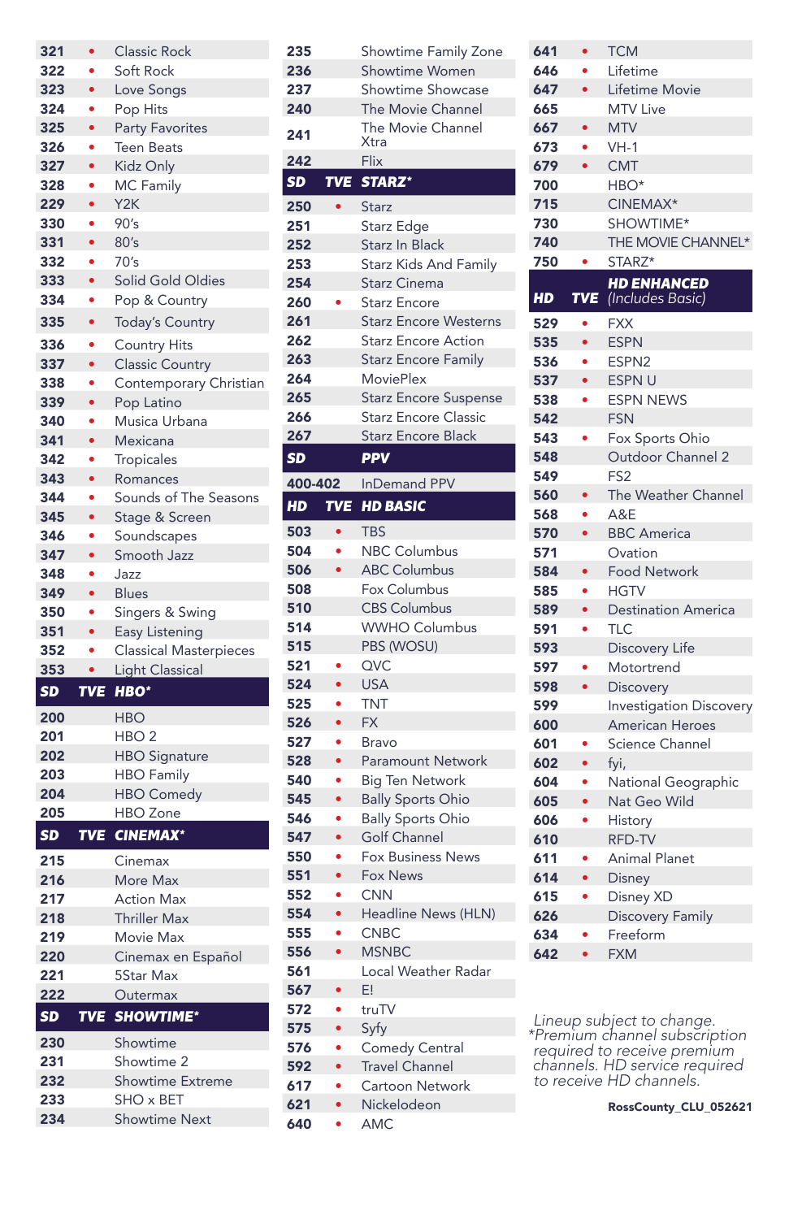| | | |
|---|---|---|
| 321 | • | Classic Rock |
| 322 | • | Soft Rock |
| 323 | • | Love Songs |
| 324 | • | Pop Hits |
| 325 | • | Party Favorites |
| 326 | • | Teen Beats |
| 327 | • | Kidz Only |
| 328 | • | MC Family |
| 229 | • | Y2K |
| 330 | • | 90's |
| 331 | • | 80's |
| 332 | • | 70's |
| 333 | • | Solid Gold Oldies |
| 334 | • | Pop & Country |
| 335 | • | Today's Country |
| 336 | • | Country Hits |
| 337 | • | Classic Country |
| 338 | • | Contemporary Christian |
| 339 | • | Pop Latino |
| 340 | • | Musica Urbana |
| 341 | • | Mexicana |
| 342 | • | Tropicales |
| 343 | • | Romances |
| 344 | • | Sounds of The Seasons |
| 345 | • | Stage & Screen |
| 346 | • | Soundscapes |
| 347 | • | Smooth Jazz |
| 348 | • | Jazz |
| 349 | • | Blues |
| 350 | • | Singers & Swing |
| 351 | • | Easy Listening |
| 352 | • | Classical Masterpieces |
| 353 | • | Light Classical |

| SD | TVE | HBO* |
|---|---|---|
| 200 | | HBO |
| 201 | | HBO 2 |
| 202 | | HBO Signature |
| 203 | | HBO Family |
| 204 | | HBO Comedy |
| 205 | | HBO Zone |

| SD | TVE | CINEMAX* |
|---|---|---|
| 215 | | Cinemax |
| 216 | | More Max |
| 217 | | Action Max |
| 218 | | Thriller Max |
| 219 | | Movie Max |
| 220 | | Cinemax en Español |
| 221 | | 5Star Max |
| 222 | | Outermax |

| SD | TVE | SHOWTIME* |
|---|---|---|
| 230 | | Showtime |
| 231 | | Showtime 2 |
| 232 | | Showtime Extreme |
| 233 | | SHO x BET |
| 234 | | Showtime Next |
| 235 | | Showtime Family Zone |
| 236 | | Showtime Women |
| 237 | | Showtime Showcase |
| 240 | | The Movie Channel |
| 241 | | The Movie Channel Xtra |
| 242 | | Flix |

| SD | TVE | STARZ* |
|---|---|---|
| 250 | • | Starz |
| 251 | | Starz Edge |
| 252 | | Starz In Black |
| 253 | | Starz Kids And Family |
| 254 | | Starz Cinema |
| 260 | • | Starz Encore |
| 261 | | Starz Encore Westerns |
| 262 | | Starz Encore Action |
| 263 | | Starz Encore Family |
| 264 | | MoviePlex |
| 265 | | Starz Encore Suspense |
| 266 | | Starz Encore Classic |
| 267 | | Starz Encore Black |

| SD | | PPV |
|---|---|---|
| 400-402 | | InDemand PPV |

| HD | TVE | HD BASIC |
|---|---|---|
| 503 | • | TBS |
| 504 | • | NBC Columbus |
| 506 | • | ABC Columbus |
| 508 | | Fox Columbus |
| 510 | | CBS Columbus |
| 514 | | WWHO Columbus |
| 515 | | PBS (WOSU) |
| 521 | • | QVC |
| 524 | • | USA |
| 525 | • | TNT |
| 526 | • | FX |
| 527 | • | Bravo |
| 528 | • | Paramount Network |
| 540 | • | Big Ten Network |
| 545 | • | Bally Sports Ohio |
| 546 | • | Bally Sports Ohio |
| 547 | • | Golf Channel |
| 550 | • | Fox Business News |
| 551 | • | Fox News |
| 552 | • | CNN |
| 554 | • | Headline News (HLN) |
| 555 | • | CNBC |
| 556 | • | MSNBC |
| 561 | | Local Weather Radar |
| 567 | • | E! |
| 572 | • | truTV |
| 575 | • | Syfy |
| 576 | • | Comedy Central |
| 592 | • | Travel Channel |
| 617 | • | Cartoon Network |
| 621 | • | Nickelodeon |
| 640 | • | AMC |
| 641 | • | TCM |
| 646 | • | Lifetime |
| 647 | • | Lifetime Movie |
| 665 | | MTV Live |
| 667 | • | MTV |
| 673 | • | VH-1 |
| 679 | • | CMT |
| 700 | | HBO* |
| 715 | | CINEMAX* |
| 730 | | SHOWTIME* |
| 740 | | THE MOVIE CHANNEL* |
| 750 | • | STARZ* |

| HD | TVE | HD ENHANCED *(Includes Basic)* |
|---|---|---|
| 529 | • | FXX |
| 535 | • | ESPN |
| 536 | • | ESPN2 |
| 537 | • | ESPN U |
| 538 | • | ESPN NEWS |
| 542 | | FSN |
| 543 | • | Fox Sports Ohio |
| 548 | | Outdoor Channel 2 |
| 549 | | FS2 |
| 560 | • | The Weather Channel |
| 568 | • | A&E |
| 570 | • | BBC America |
| 571 | | Ovation |
| 584 | • | Food Network |
| 585 | • | HGTV |
| 589 | • | Destination America |
| 591 | • | TLC |
| 593 | | Discovery Life |
| 597 | • | Motortrend |
| 598 | • | Discovery |
| 599 | | Investigation Discovery |
| 600 | | American Heroes |
| 601 | • | Science Channel |
| 602 | • | fyi, |
| 604 | • | National Geographic |
| 605 | • | Nat Geo Wild |
| 606 | • | History |
| 610 | | RFD-TV |
| 611 | • | Animal Planet |
| 614 | • | Disney |
| 615 | • | Disney XD |
| 626 | | Discovery Family |
| 634 | • | Freeform |
| 642 | • | FXM |

*Lineup subject to change.*
*\*Premium channel subscription required to receive premium channels. HD service required to receive HD channels.*

**RossCounty_CLU_052621**